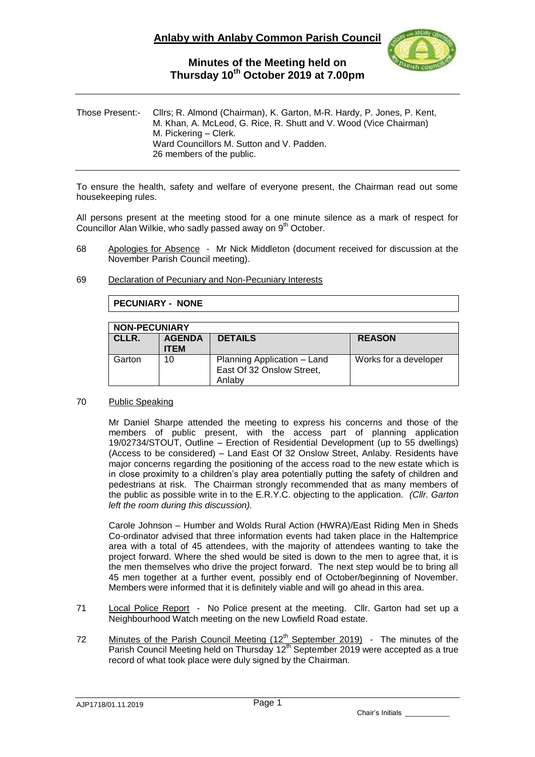# Anlaby with Anlaby Common Parish Council

## Minutes of the Meeting held on Thursday 10th October 2019 at 7.00pm

Those Present:- Cllrs; R. Almond (Chairman), K. Garton, M-R. Hardy, P. Jones, P. Kent, M. Khan, A. McLeod, G. Rice, R. Shutt and V. Wood (Vice Chairman)
M. Pickering – Clerk.
Ward Councillors M. Sutton and V. Padden.
26 members of the public.

To ensure the health, safety and welfare of everyone present, the Chairman read out some housekeeping rules.

All persons present at the meeting stood for a one minute silence as a mark of respect for Councillor Alan Wilkie, who sadly passed away on 9th October.

68 Apologies for Absence - Mr Nick Middleton (document received for discussion at the November Parish Council meeting).

69 Declaration of Pecuniary and Non-Pecuniary Interests

**PECUNIARY - NONE**

| NON-PECUNIARY | | | |
|---|---|---|---|
| **CLLR.** | **AGENDA ITEM** | **DETAILS** | **REASON** |
| Garton | 10 | Planning Application – Land East Of 32 Onslow Street, Anlaby | Works for a developer |

70 Public Speaking

Mr Daniel Sharpe attended the meeting to express his concerns and those of the members of public present, with the access part of planning application 19/02734/STOUT, Outline – Erection of Residential Development (up to 55 dwellings) (Access to be considered) – Land East Of 32 Onslow Street, Anlaby. Residents have major concerns regarding the positioning of the access road to the new estate which is in close proximity to a children's play area potentially putting the safety of children and pedestrians at risk. The Chairman strongly recommended that as many members of the public as possible write in to the E.R.Y.C. objecting to the application. *(Cllr. Garton left the room during this discussion).*

Carole Johnson – Humber and Wolds Rural Action (HWRA)/East Riding Men in Sheds Co-ordinator advised that three information events had taken place in the Haltemprice area with a total of 45 attendees, with the majority of attendees wanting to take the project forward. Where the shed would be sited is down to the men to agree that, it is the men themselves who drive the project forward. The next step would be to bring all 45 men together at a further event, possibly end of October/beginning of November. Members were informed that it is definitely viable and will go ahead in this area.

71 Local Police Report - No Police present at the meeting. Cllr. Garton had set up a Neighbourhood Watch meeting on the new Lowfield Road estate.

72 Minutes of the Parish Council Meeting (12th September 2019) - The minutes of the Parish Council Meeting held on Thursday 12th September 2019 were accepted as a true record of what took place were duly signed by the Chairman.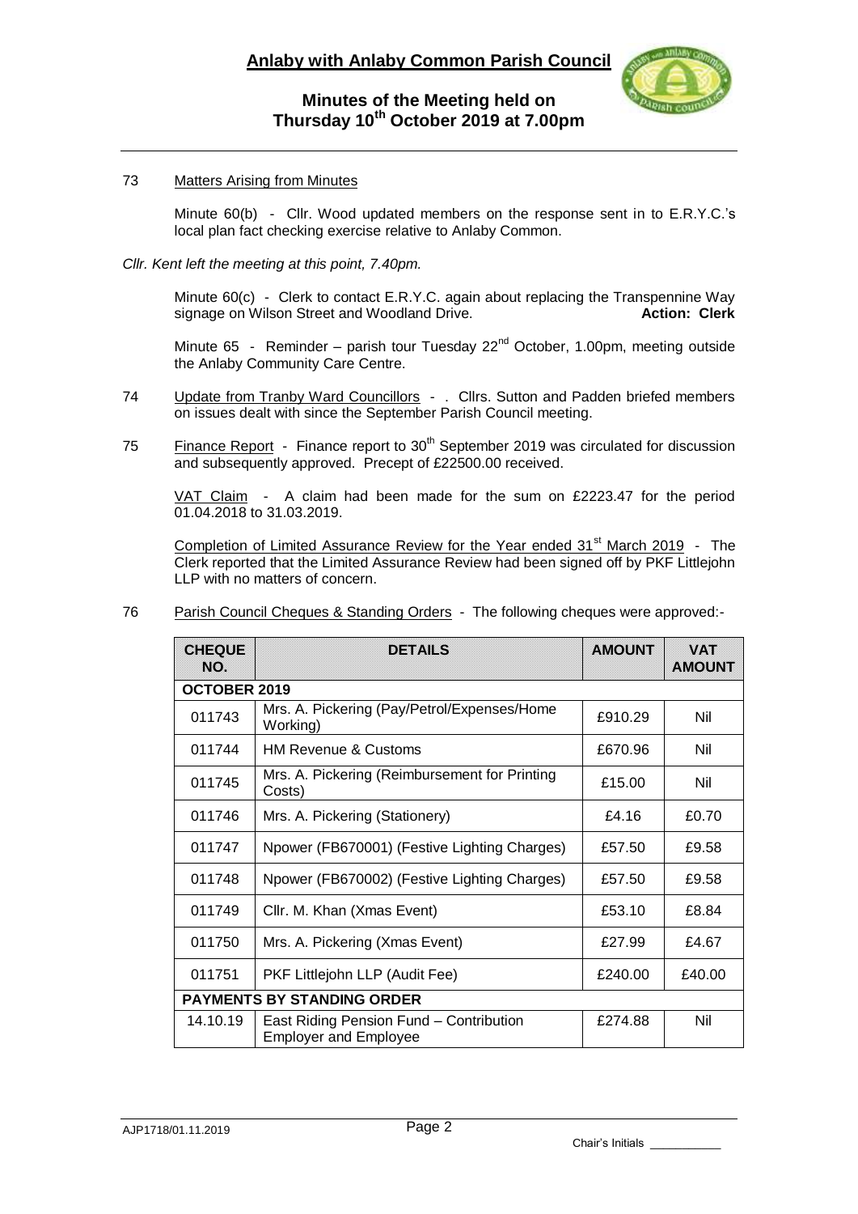73 Matters Arising from Minutes

Minute 60(b) - Cllr. Wood updated members on the response sent in to E.R.Y.C.'s local plan fact checking exercise relative to Anlaby Common.

*Cllr. Kent left the meeting at this point, 7.40pm.*

Minute 60(c) - Clerk to contact E.R.Y.C. again about replacing the Transpennine Way signage on Wilson Street and Woodland Drive. **Action: Clerk**

Minute 65 - Reminder – parish tour Tuesday 22nd October, 1.00pm, meeting outside the Anlaby Community Care Centre.

74 Update from Tranby Ward Councillors - . Cllrs. Sutton and Padden briefed members on issues dealt with since the September Parish Council meeting.

75 Finance Report - Finance report to 30th September 2019 was circulated for discussion and subsequently approved. Precept of £22500.00 received.

VAT Claim - A claim had been made for the sum on £2223.47 for the period 01.04.2018 to 31.03.2019.

Completion of Limited Assurance Review for the Year ended 31st March 2019 - The Clerk reported that the Limited Assurance Review had been signed off by PKF Littlejohn LLP with no matters of concern.

76 Parish Council Cheques & Standing Orders - The following cheques were approved:-

| CHEQUE NO. | DETAILS | AMOUNT | VAT AMOUNT |
|---|---|---|---|
| **OCTOBER 2019** | | | |
| 011743 | Mrs. A. Pickering (Pay/Petrol/Expenses/Home Working) | £910.29 | Nil |
| 011744 | HM Revenue & Customs | £670.96 | Nil |
| 011745 | Mrs. A. Pickering (Reimbursement for Printing Costs) | £15.00 | Nil |
| 011746 | Mrs. A. Pickering (Stationery) | £4.16 | £0.70 |
| 011747 | Npower (FB670001) (Festive Lighting Charges) | £57.50 | £9.58 |
| 011748 | Npower (FB670002) (Festive Lighting Charges) | £57.50 | £9.58 |
| 011749 | Cllr. M. Khan (Xmas Event) | £53.10 | £8.84 |
| 011750 | Mrs. A. Pickering (Xmas Event) | £27.99 | £4.67 |
| 011751 | PKF Littlejohn LLP (Audit Fee) | £240.00 | £40.00 |
| **PAYMENTS BY STANDING ORDER** | | | |
| 14.10.19 | East Riding Pension Fund – Contribution Employer and Employee | £274.88 | Nil |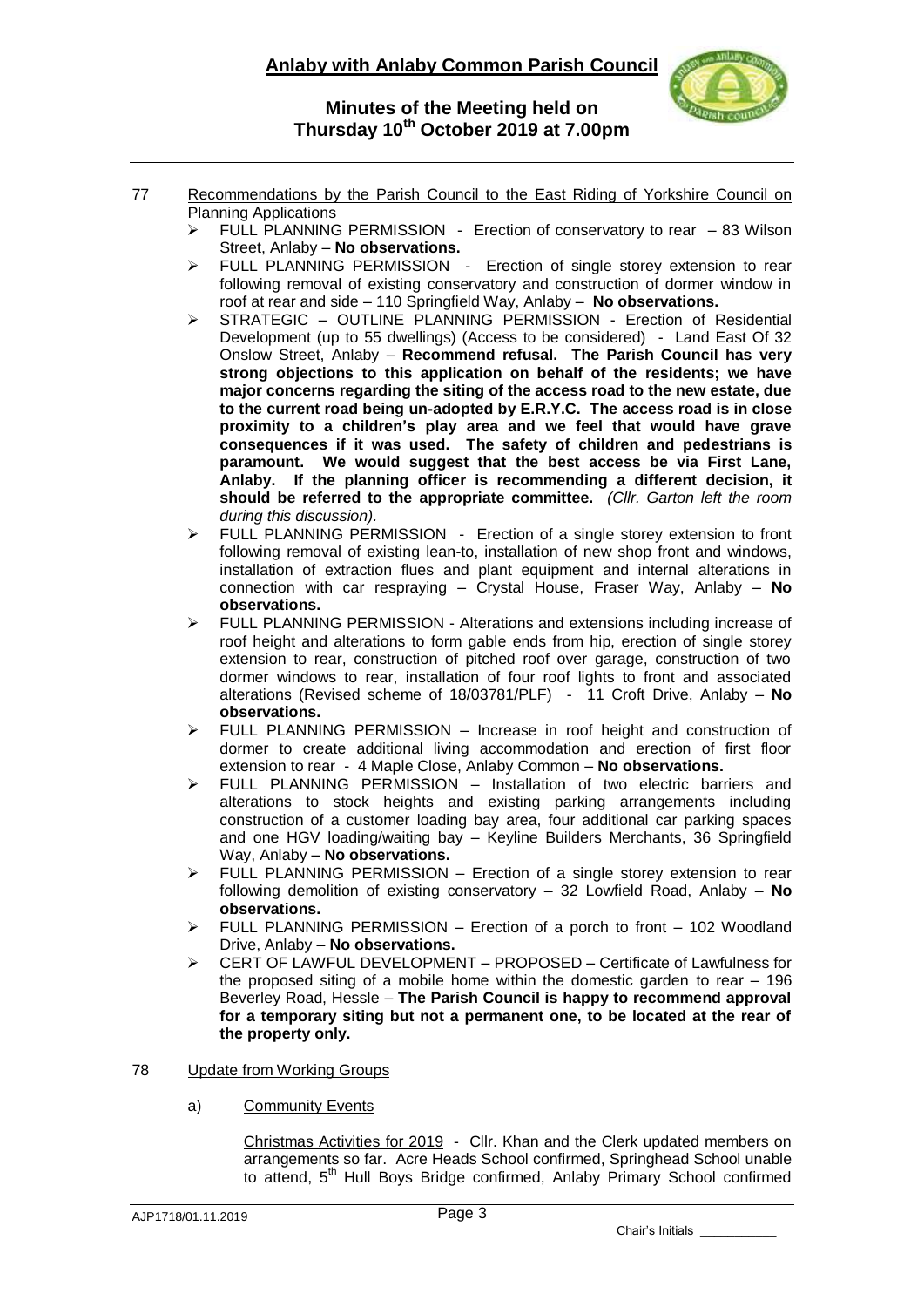77 Recommendations by the Parish Council to the East Riding of Yorkshire Council on Planning Applications

- FULL PLANNING PERMISSION - Erection of conservatory to rear – 83 Wilson Street, Anlaby – **No observations.**
- FULL PLANNING PERMISSION - Erection of single storey extension to rear following removal of existing conservatory and construction of dormer window in roof at rear and side – 110 Springfield Way, Anlaby – **No observations.**
- STRATEGIC – OUTLINE PLANNING PERMISSION - Erection of Residential Development (up to 55 dwellings) (Access to be considered) - Land East Of 32 Onslow Street, Anlaby – **Recommend refusal. The Parish Council has very strong objections to this application on behalf of the residents; we have major concerns regarding the siting of the access road to the new estate, due to the current road being un-adopted by E.R.Y.C. The access road is in close proximity to a children's play area and we feel that would have grave consequences if it was used. The safety of children and pedestrians is paramount. We would suggest that the best access be via First Lane, Anlaby. If the planning officer is recommending a different decision, it should be referred to the appropriate committee.** *(Cllr. Garton left the room during this discussion).*
- FULL PLANNING PERMISSION - Erection of a single storey extension to front following removal of existing lean-to, installation of new shop front and windows, installation of extraction flues and plant equipment and internal alterations in connection with car respraying – Crystal House, Fraser Way, Anlaby – **No observations.**
- FULL PLANNING PERMISSION - Alterations and extensions including increase of roof height and alterations to form gable ends from hip, erection of single storey extension to rear, construction of pitched roof over garage, construction of two dormer windows to rear, installation of four roof lights to front and associated alterations (Revised scheme of 18/03781/PLF) - 11 Croft Drive, Anlaby – **No observations.**
- FULL PLANNING PERMISSION – Increase in roof height and construction of dormer to create additional living accommodation and erection of first floor extension to rear - 4 Maple Close, Anlaby Common – **No observations.**
- FULL PLANNING PERMISSION – Installation of two electric barriers and alterations to stock heights and existing parking arrangements including construction of a customer loading bay area, four additional car parking spaces and one HGV loading/waiting bay – Keyline Builders Merchants, 36 Springfield Way, Anlaby – **No observations.**
- FULL PLANNING PERMISSION – Erection of a single storey extension to rear following demolition of existing conservatory – 32 Lowfield Road, Anlaby – **No observations.**
- FULL PLANNING PERMISSION – Erection of a porch to front – 102 Woodland Drive, Anlaby – **No observations.**
- CERT OF LAWFUL DEVELOPMENT – PROPOSED – Certificate of Lawfulness for the proposed siting of a mobile home within the domestic garden to rear – 196 Beverley Road, Hessle – **The Parish Council is happy to recommend approval for a temporary siting but not a permanent one, to be located at the rear of the property only.**

78 Update from Working Groups

a) Community Events

Christmas Activities for 2019 - Cllr. Khan and the Clerk updated members on arrangements so far. Acre Heads School confirmed, Springhead School unable to attend, 5th Hull Boys Bridge confirmed, Anlaby Primary School confirmed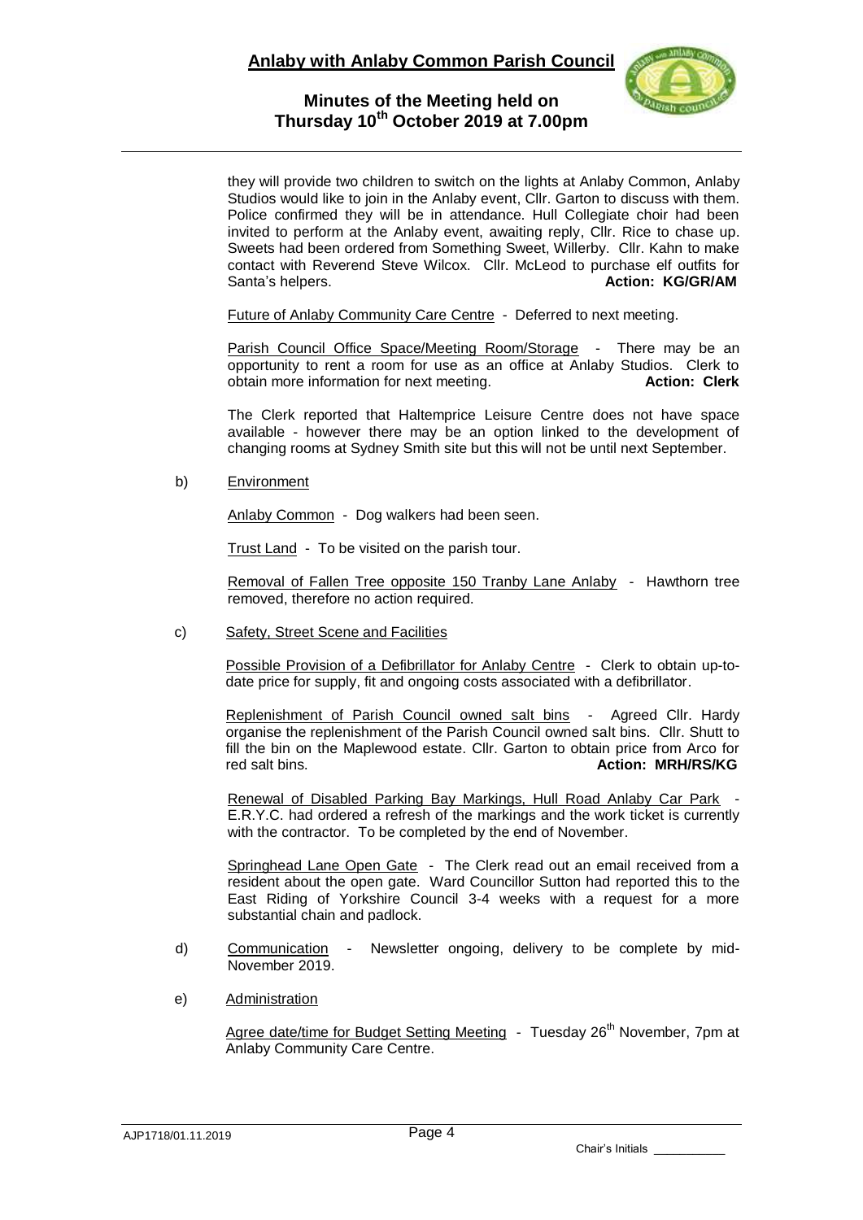they will provide two children to switch on the lights at Anlaby Common, Anlaby Studios would like to join in the Anlaby event, Cllr. Garton to discuss with them. Police confirmed they will be in attendance. Hull Collegiate choir had been invited to perform at the Anlaby event, awaiting reply, Cllr. Rice to chase up. Sweets had been ordered from Something Sweet, Willerby. Cllr. Kahn to make contact with Reverend Steve Wilcox. Cllr. McLeod to purchase elf outfits for Santa's helpers. **Action: KG/GR/AM**

Future of Anlaby Community Care Centre - Deferred to next meeting.

Parish Council Office Space/Meeting Room/Storage - There may be an opportunity to rent a room for use as an office at Anlaby Studios. Clerk to obtain more information for next meeting. **Action: Clerk**

The Clerk reported that Haltemprice Leisure Centre does not have space available - however there may be an option linked to the development of changing rooms at Sydney Smith site but this will not be until next September.

b) Environment

Anlaby Common - Dog walkers had been seen.

Trust Land - To be visited on the parish tour.

Removal of Fallen Tree opposite 150 Tranby Lane Anlaby - Hawthorn tree removed, therefore no action required.

c) Safety, Street Scene and Facilities

Possible Provision of a Defibrillator for Anlaby Centre - Clerk to obtain up-to-date price for supply, fit and ongoing costs associated with a defibrillator.

Replenishment of Parish Council owned salt bins - Agreed Cllr. Hardy organise the replenishment of the Parish Council owned salt bins. Cllr. Shutt to fill the bin on the Maplewood estate. Cllr. Garton to obtain price from Arco for red salt bins. **Action: MRH/RS/KG**

Renewal of Disabled Parking Bay Markings, Hull Road Anlaby Car Park - E.R.Y.C. had ordered a refresh of the markings and the work ticket is currently with the contractor. To be completed by the end of November.

Springhead Lane Open Gate - The Clerk read out an email received from a resident about the open gate. Ward Councillor Sutton had reported this to the East Riding of Yorkshire Council 3-4 weeks with a request for a more substantial chain and padlock.

d) Communication - Newsletter ongoing, delivery to be complete by mid-November 2019.

e) Administration

Agree date/time for Budget Setting Meeting - Tuesday 26th November, 7pm at Anlaby Community Care Centre.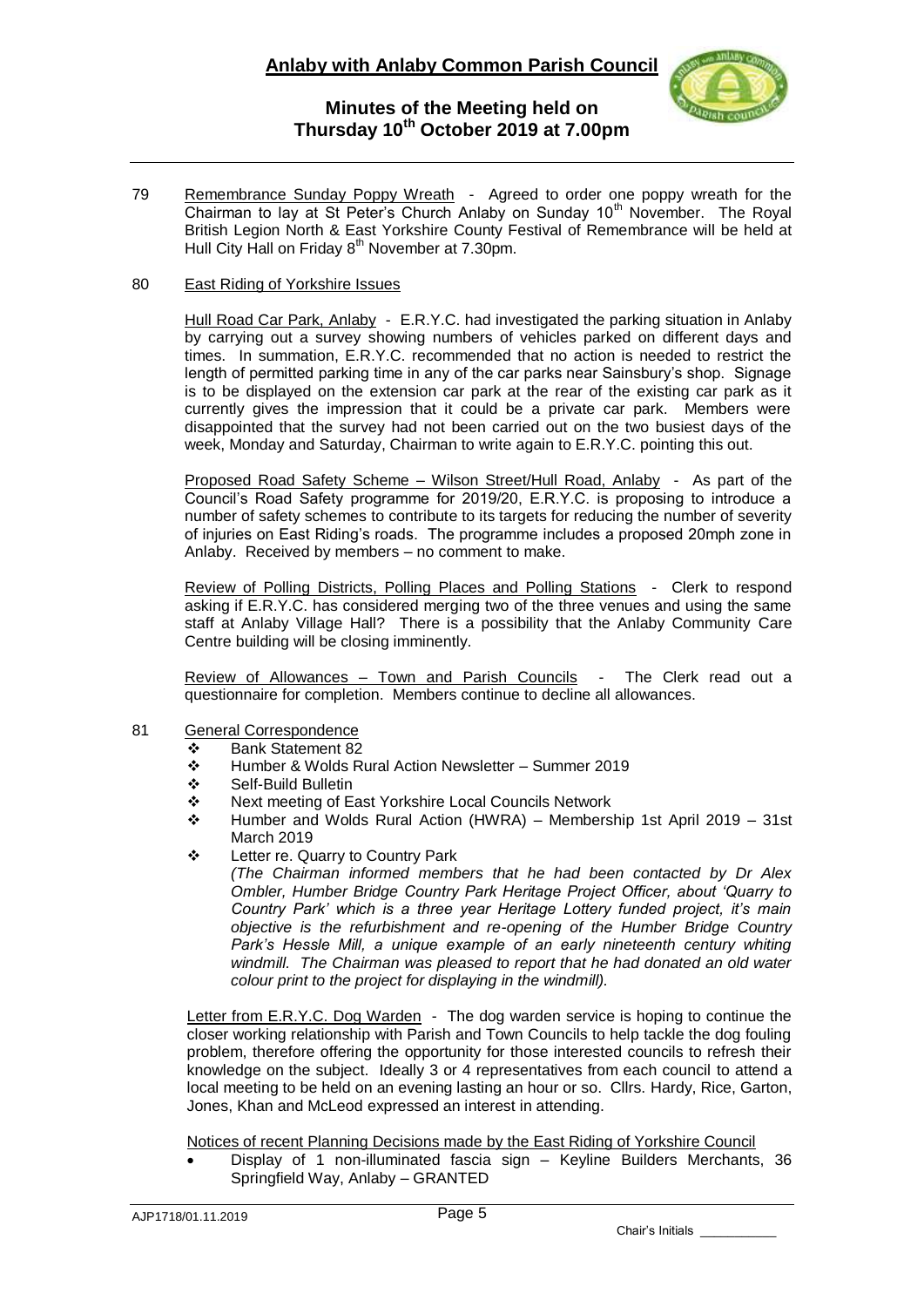# Anlaby with Anlaby Common Parish Council

## Minutes of the Meeting held on Thursday 10th October 2019 at 7.00pm

79 Remembrance Sunday Poppy Wreath - Agreed to order one poppy wreath for the Chairman to lay at St Peter's Church Anlaby on Sunday 10th November. The Royal British Legion North & East Yorkshire County Festival of Remembrance will be held at Hull City Hall on Friday 8th November at 7.30pm.

80 East Riding of Yorkshire Issues

Hull Road Car Park, Anlaby - E.R.Y.C. had investigated the parking situation in Anlaby by carrying out a survey showing numbers of vehicles parked on different days and times. In summation, E.R.Y.C. recommended that no action is needed to restrict the length of permitted parking time in any of the car parks near Sainsbury's shop. Signage is to be displayed on the extension car park at the rear of the existing car park as it currently gives the impression that it could be a private car park. Members were disappointed that the survey had not been carried out on the two busiest days of the week, Monday and Saturday, Chairman to write again to E.R.Y.C. pointing this out.

Proposed Road Safety Scheme – Wilson Street/Hull Road, Anlaby - As part of the Council's Road Safety programme for 2019/20, E.R.Y.C. is proposing to introduce a number of safety schemes to contribute to its targets for reducing the number of severity of injuries on East Riding's roads. The programme includes a proposed 20mph zone in Anlaby. Received by members – no comment to make.

Review of Polling Districts, Polling Places and Polling Stations - Clerk to respond asking if E.R.Y.C. has considered merging two of the three venues and using the same staff at Anlaby Village Hall? There is a possibility that the Anlaby Community Care Centre building will be closing imminently.

Review of Allowances – Town and Parish Councils - The Clerk read out a questionnaire for completion. Members continue to decline all allowances.

81 General Correspondence

- Bank Statement 82
- Humber & Wolds Rural Action Newsletter – Summer 2019
- Self-Build Bulletin
- Next meeting of East Yorkshire Local Councils Network
- Humber and Wolds Rural Action (HWRA) – Membership 1st April 2019 – 31st March 2019
- Letter re. Quarry to Country Park
  *(The Chairman informed members that he had been contacted by Dr Alex Ombler, Humber Bridge Country Park Heritage Project Officer, about 'Quarry to Country Park' which is a three year Heritage Lottery funded project, it's main objective is the refurbishment and re-opening of the Humber Bridge Country Park's Hessle Mill, a unique example of an early nineteenth century whiting windmill. The Chairman was pleased to report that he had donated an old water colour print to the project for displaying in the windmill).*

Letter from E.R.Y.C. Dog Warden - The dog warden service is hoping to continue the closer working relationship with Parish and Town Councils to help tackle the dog fouling problem, therefore offering the opportunity for those interested councils to refresh their knowledge on the subject. Ideally 3 or 4 representatives from each council to attend a local meeting to be held on an evening lasting an hour or so. Cllrs. Hardy, Rice, Garton, Jones, Khan and McLeod expressed an interest in attending.

Notices of recent Planning Decisions made by the East Riding of Yorkshire Council

- Display of 1 non-illuminated fascia sign – Keyline Builders Merchants, 36 Springfield Way, Anlaby – GRANTED

AJP1718/01.11.2019

Chair's Initials ___________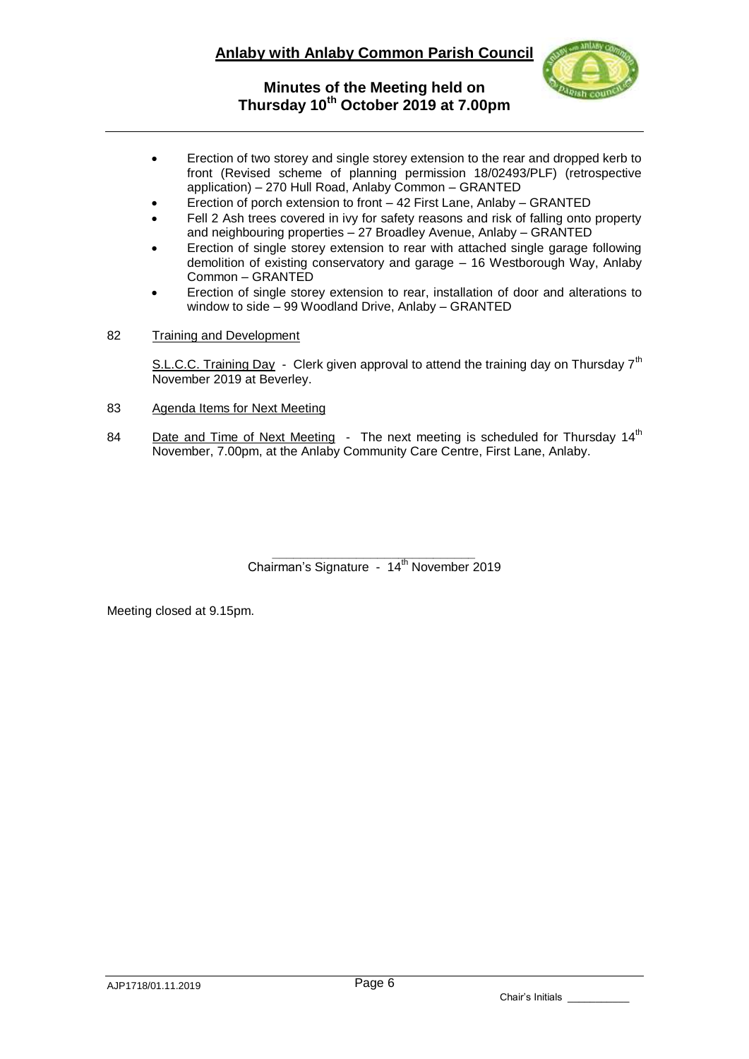- Erection of two storey and single storey extension to the rear and dropped kerb to front (Revised scheme of planning permission 18/02493/PLF) (retrospective application) – 270 Hull Road, Anlaby Common – GRANTED
- Erection of porch extension to front – 42 First Lane, Anlaby – GRANTED
- Fell 2 Ash trees covered in ivy for safety reasons and risk of falling onto property and neighbouring properties – 27 Broadley Avenue, Anlaby – GRANTED
- Erection of single storey extension to rear with attached single garage following demolition of existing conservatory and garage – 16 Westborough Way, Anlaby Common – GRANTED
- Erection of single storey extension to rear, installation of door and alterations to window to side – 99 Woodland Drive, Anlaby – GRANTED

82 Training and Development

S.L.C.C. Training Day - Clerk given approval to attend the training day on Thursday 7th November 2019 at Beverley.

83 Agenda Items for Next Meeting

84 Date and Time of Next Meeting - The next meeting is scheduled for Thursday 14th November, 7.00pm, at the Anlaby Community Care Centre, First Lane, Anlaby.

\_\_\_\_\_\_\_\_\_\_\_\_\_\_\_\_\_\_\_\_\_\_\_\_\_\_\_\_\_\_

Chairman's Signature - 14th November 2019

Meeting closed at 9.15pm.

Chair's Initials \_\_\_\_\_\_\_\_\_\_\_